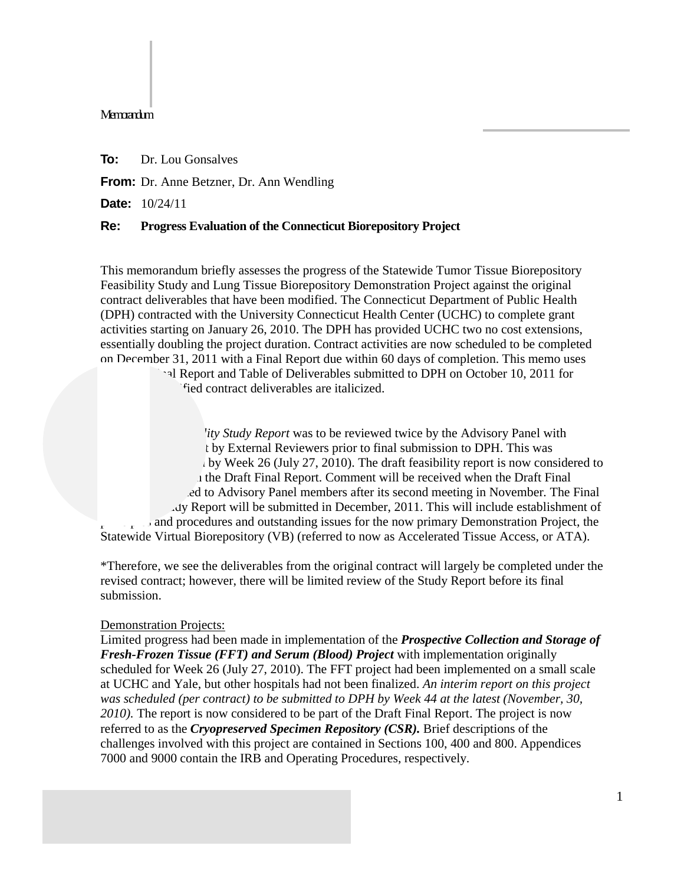Memorandum

**To:** Dr. Lou Gonsalves

**From:** Dr. Anne Betzner, Dr. Ann Wendling

**Date:** 10/24/11

**Re:** **Progress Evaluation of the Connecticut Biorepository Project**

This memorandum briefly assesses the progress of the Statewide Tumor Tissue Biorepository Feasibility Study and Lung Tissue Biorepository Demonstration Project against the original contract deliverables that have been modified. The Connecticut Department of Public Health (DPH) contracted with the University Connecticut Health Center (UCHC) to complete grant activities starting on January 26, 2010. The DPH has provided UCHC two no cost extensions, essentially doubling the project duration. Contract activities are now scheduled to be completed on December 31, 2011 with a Final Report due within 60 days of completion. This memo uses ... al Report and Table of Deliverables submitted to DPH on October 10, 2011 for ... fied contract deliverables are italicized.

... *lity Study Report* was to be reviewed twice by the Advisory Panel with ... t by External Reviewers prior to final submission to DPH. This was ... by Week 26 (July 27, 2010). The draft feasibility report is now considered to ... the Draft Final Report. Comment will be received when the Draft Final ... ed to Advisory Panel members after its second meeting in November. The Final ... dy Report will be submitted in December, 2011. This will include establishment of p... and procedures and outstanding issues for the now primary Demonstration Project, the Statewide Virtual Biorepository (VB) (referred to now as Accelerated Tissue Access, or ATA).

*Therefore, we see the deliverables from the original contract will largely be completed under the revised contract; however, there will be limited review of the Study Report before its final submission.

Demonstration Projects:

Limited progress had been made in implementation of the ***Prospective Collection and Storage of Fresh-Frozen Tissue (FFT) and Serum (Blood) Project*** with implementation originally scheduled for Week 26 (July 27, 2010). The FFT project had been implemented on a small scale at UCHC and Yale, but other hospitals had not been finalized. *An interim report on this project was scheduled (per contract) to be submitted to DPH by Week 44 at the latest (November, 30, 2010).* The report is now considered to be part of the Draft Final Report. The project is now referred to as the ***Cryopreserved Specimen Repository (CSR).*** Brief descriptions of the challenges involved with this project are contained in Sections 100, 400 and 800. Appendices 7000 and 9000 contain the IRB and Operating Procedures, respectively.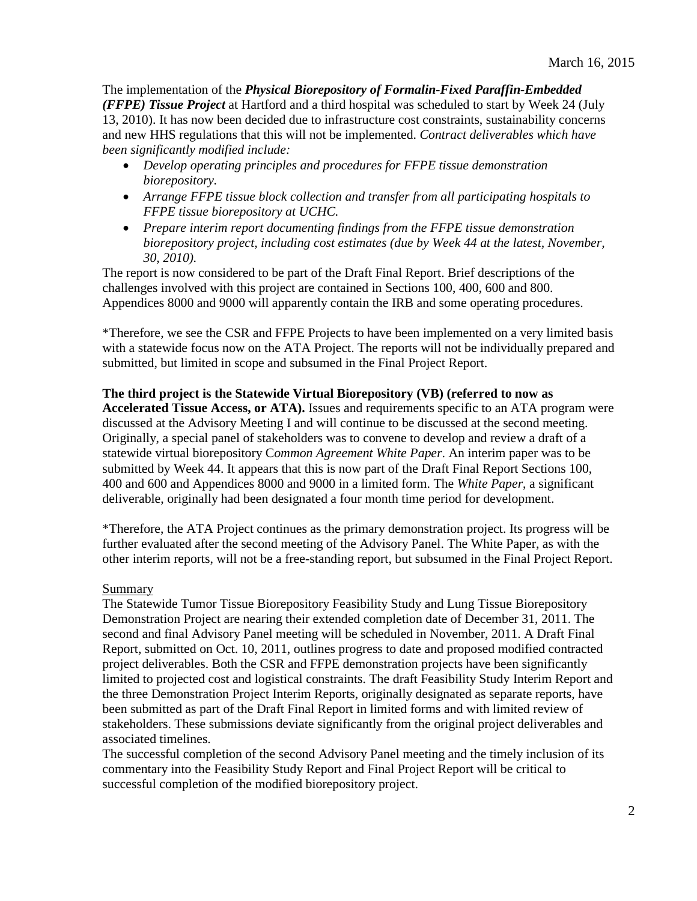March 16, 2015

The implementation of the ***Physical Biorepository of Formalin-Fixed Paraffin-Embedded (FFPE) Tissue Project*** at Hartford and a third hospital was scheduled to start by Week 24 (July 13, 2010). It has now been decided due to infrastructure cost constraints, sustainability concerns and new HHS regulations that this will not be implemented. *Contract deliverables which have been significantly modified include:*

- *Develop operating principles and procedures for FFPE tissue demonstration biorepository.*
- *Arrange FFPE tissue block collection and transfer from all participating hospitals to FFPE tissue biorepository at UCHC.*
- *Prepare interim report documenting findings from the FFPE tissue demonstration biorepository project, including cost estimates (due by Week 44 at the latest, November, 30, 2010).*

The report is now considered to be part of the Draft Final Report. Brief descriptions of the challenges involved with this project are contained in Sections 100, 400, 600 and 800. Appendices 8000 and 9000 will apparently contain the IRB and some operating procedures.

*Therefore, we see the CSR and FFPE Projects to have been implemented on a very limited basis with a statewide focus now on the ATA Project. The reports will not be individually prepared and submitted, but limited in scope and subsumed in the Final Project Report.

**The third project is the Statewide Virtual Biorepository (VB) (referred to now as Accelerated Tissue Access, or ATA).** Issues and requirements specific to an ATA program were discussed at the Advisory Meeting I and will continue to be discussed at the second meeting. Originally, a special panel of stakeholders was to convene to develop and review a draft of a statewide virtual biorepository C*ommon Agreement White Paper*. An interim paper was to be submitted by Week 44. It appears that this is now part of the Draft Final Report Sections 100, 400 and 600 and Appendices 8000 and 9000 in a limited form. The *White Paper*, a significant deliverable, originally had been designated a four month time period for development.

*Therefore, the ATA Project continues as the primary demonstration project. Its progress will be further evaluated after the second meeting of the Advisory Panel. The White Paper, as with the other interim reports, will not be a free-standing report, but subsumed in the Final Project Report.

Summary

The Statewide Tumor Tissue Biorepository Feasibility Study and Lung Tissue Biorepository Demonstration Project are nearing their extended completion date of December 31, 2011. The second and final Advisory Panel meeting will be scheduled in November, 2011. A Draft Final Report, submitted on Oct. 10, 2011, outlines progress to date and proposed modified contracted project deliverables. Both the CSR and FFPE demonstration projects have been significantly limited to projected cost and logistical constraints. The draft Feasibility Study Interim Report and the three Demonstration Project Interim Reports, originally designated as separate reports, have been submitted as part of the Draft Final Report in limited forms and with limited review of stakeholders. These submissions deviate significantly from the original project deliverables and associated timelines.

The successful completion of the second Advisory Panel meeting and the timely inclusion of its commentary into the Feasibility Study Report and Final Project Report will be critical to successful completion of the modified biorepository project.